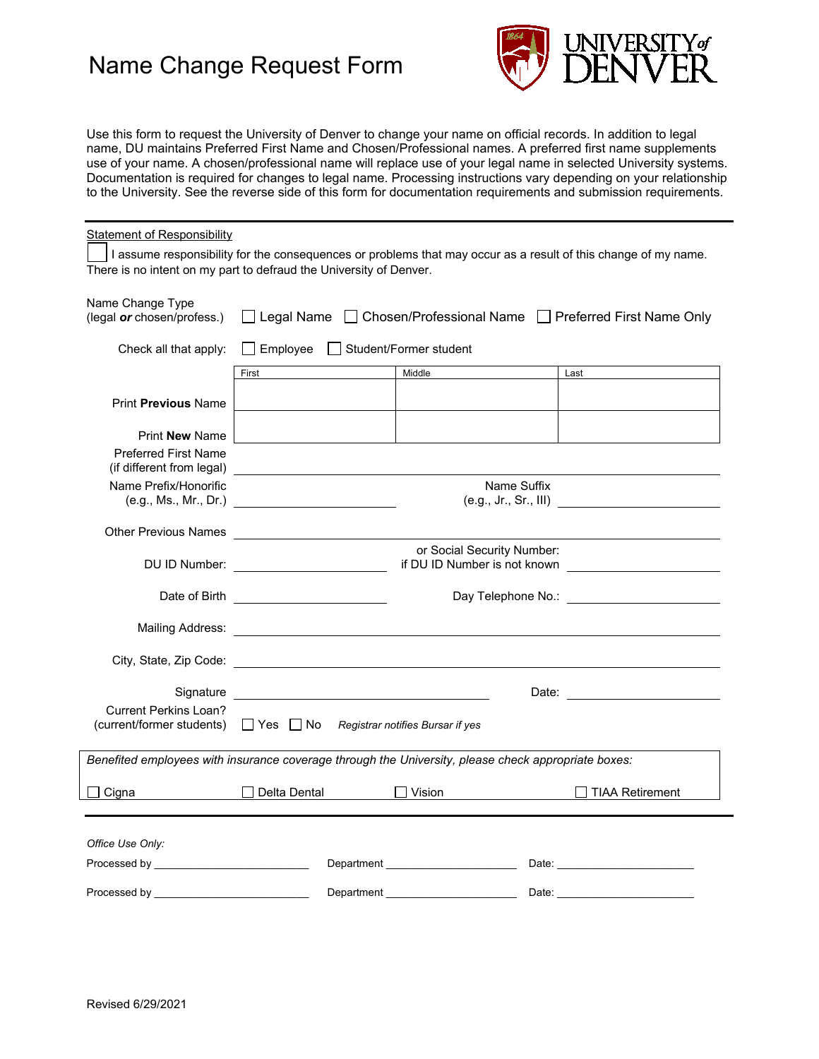# Name Change Request Form

UNIVERSITY of DENVER

Use this form to request the University of Denver to change your name on official records. In addition to legal name, DU maintains Preferred First Name and Chosen/Professional names. A preferred first name supplements use of your name. A chosen/professional name will replace use of your legal name in selected University systems. Documentation is required for changes to legal name. Processing instructions vary depending on your relationship to the University. See the reverse side of this form for documentation requirements and submission requirements.

---

Statement of Responsibility

☐ I assume responsibility for the consequences or problems that may occur as a result of this change of my name. There is no intent on my part to defraud the University of Denver.

Name Change Type (legal ***or*** chosen/profess.) ☐ Legal Name ☐ Chosen/Professional Name ☐ Preferred First Name Only

Check all that apply: ☐ Employee ☐ Student/Former student

| | First | Middle | Last |
|---|---|---|---|
| Print **Previous** Name | | | |
| Print **New** Name | | | |

Preferred First Name (if different from legal) ____________________

Name Prefix/Honorific (e.g., Ms., Mr., Dr.) ____________________ Name Suffix (e.g., Jr., Sr., III) ____________________

Other Previous Names ____________________

DU ID Number: ____________________ or Social Security Number: if DU ID Number is not known ____________________

Date of Birth ____________________ Day Telephone No.: ____________________

Mailing Address: ____________________

City, State, Zip Code: ____________________

Signature ____________________ Date: ____________________

Current Perkins Loan? (current/former students) ☐ Yes ☐ No *Registrar notifies Bursar if yes*

*Benefited employees with insurance coverage through the University, please check appropriate boxes:*

☐ Cigna ☐ Delta Dental ☐ Vision ☐ TIAA Retirement

---

*Office Use Only:*

Processed by ____________________ Department ____________________ Date: ____________________

Processed by ____________________ Department ____________________ Date: ____________________

Revised 6/29/2021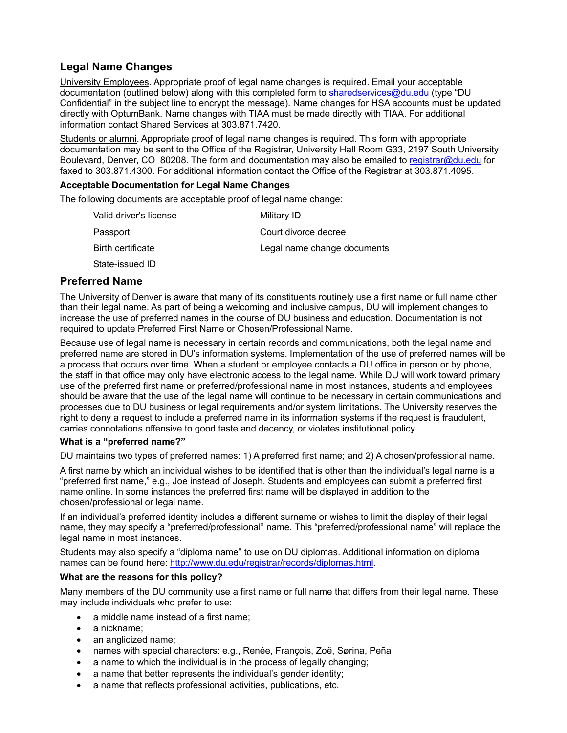## Legal Name Changes

University Employees. Appropriate proof of legal name changes is required. Email your acceptable documentation (outlined below) along with this completed form to sharedservices@du.edu (type "DU Confidential" in the subject line to encrypt the message). Name changes for HSA accounts must be updated directly with OptumBank. Name changes with TIAA must be made directly with TIAA. For additional information contact Shared Services at 303.871.7420.

Students or alumni. Appropriate proof of legal name changes is required. This form with appropriate documentation may be sent to the Office of the Registrar, University Hall Room G33, 2197 South University Boulevard, Denver, CO 80208. The form and documentation may also be emailed to registrar@du.edu for faxed to 303.871.4300. For additional information contact the Office of the Registrar at 303.871.4095.

**Acceptable Documentation for Legal Name Changes**

The following documents are acceptable proof of legal name change:

- Valid driver's license
- Passport
- Birth certificate
- State-issued ID
- Military ID
- Court divorce decree
- Legal name change documents

## Preferred Name

The University of Denver is aware that many of its constituents routinely use a first name or full name other than their legal name. As part of being a welcoming and inclusive campus, DU will implement changes to increase the use of preferred names in the course of DU business and education. Documentation is not required to update Preferred First Name or Chosen/Professional Name.

Because use of legal name is necessary in certain records and communications, both the legal name and preferred name are stored in DU's information systems. Implementation of the use of preferred names will be a process that occurs over time. When a student or employee contacts a DU office in person or by phone, the staff in that office may only have electronic access to the legal name. While DU will work toward primary use of the preferred first name or preferred/professional name in most instances, students and employees should be aware that the use of the legal name will continue to be necessary in certain communications and processes due to DU business or legal requirements and/or system limitations. The University reserves the right to deny a request to include a preferred name in its information systems if the request is fraudulent, carries connotations offensive to good taste and decency, or violates institutional policy.

**What is a "preferred name?"**

DU maintains two types of preferred names: 1) A preferred first name; and 2) A chosen/professional name.

A first name by which an individual wishes to be identified that is other than the individual's legal name is a "preferred first name," e.g., Joe instead of Joseph. Students and employees can submit a preferred first name online. In some instances the preferred first name will be displayed in addition to the chosen/professional or legal name.

If an individual's preferred identity includes a different surname or wishes to limit the display of their legal name, they may specify a "preferred/professional" name. This "preferred/professional name" will replace the legal name in most instances.

Students may also specify a "diploma name" to use on DU diplomas. Additional information on diploma names can be found here: http://www.du.edu/registrar/records/diplomas.html.

**What are the reasons for this policy?**

Many members of the DU community use a first name or full name that differs from their legal name. These may include individuals who prefer to use:

- a middle name instead of a first name;
- a nickname;
- an anglicized name;
- names with special characters: e.g., Renée, François, Zoë, Sørina, Peña
- a name to which the individual is in the process of legally changing;
- a name that better represents the individual's gender identity;
- a name that reflects professional activities, publications, etc.